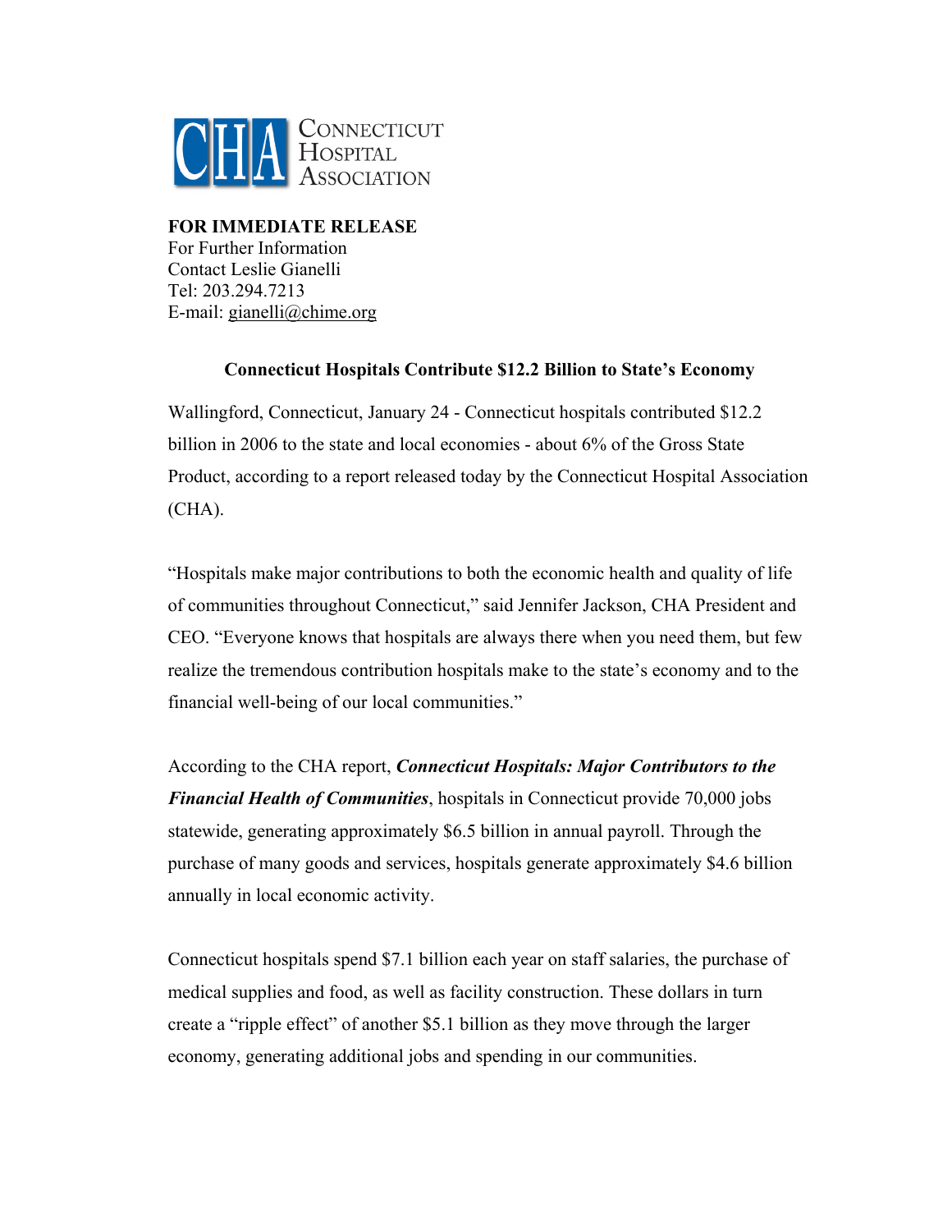**CONNECTICUT HOSPITAL ASSOCIATION**

**FOR IMMEDIATE RELEASE**
For Further Information
Contact Leslie Gianelli
Tel: 203.294.7213
E-mail: gianelli@chime.org

## Connecticut Hospitals Contribute $12.2 Billion to State's Economy

Wallingford, Connecticut, January 24 - Connecticut hospitals contributed $12.2 billion in 2006 to the state and local economies - about 6% of the Gross State Product, according to a report released today by the Connecticut Hospital Association (CHA).

"Hospitals make major contributions to both the economic health and quality of life of communities throughout Connecticut," said Jennifer Jackson, CHA President and CEO. "Everyone knows that hospitals are always there when you need them, but few realize the tremendous contribution hospitals make to the state's economy and to the financial well-being of our local communities."

According to the CHA report, ***Connecticut Hospitals: Major Contributors to the Financial Health of Communities***, hospitals in Connecticut provide 70,000 jobs statewide, generating approximately $6.5 billion in annual payroll. Through the purchase of many goods and services, hospitals generate approximately $4.6 billion annually in local economic activity.

Connecticut hospitals spend $7.1 billion each year on staff salaries, the purchase of medical supplies and food, as well as facility construction. These dollars in turn create a "ripple effect" of another $5.1 billion as they move through the larger economy, generating additional jobs and spending in our communities.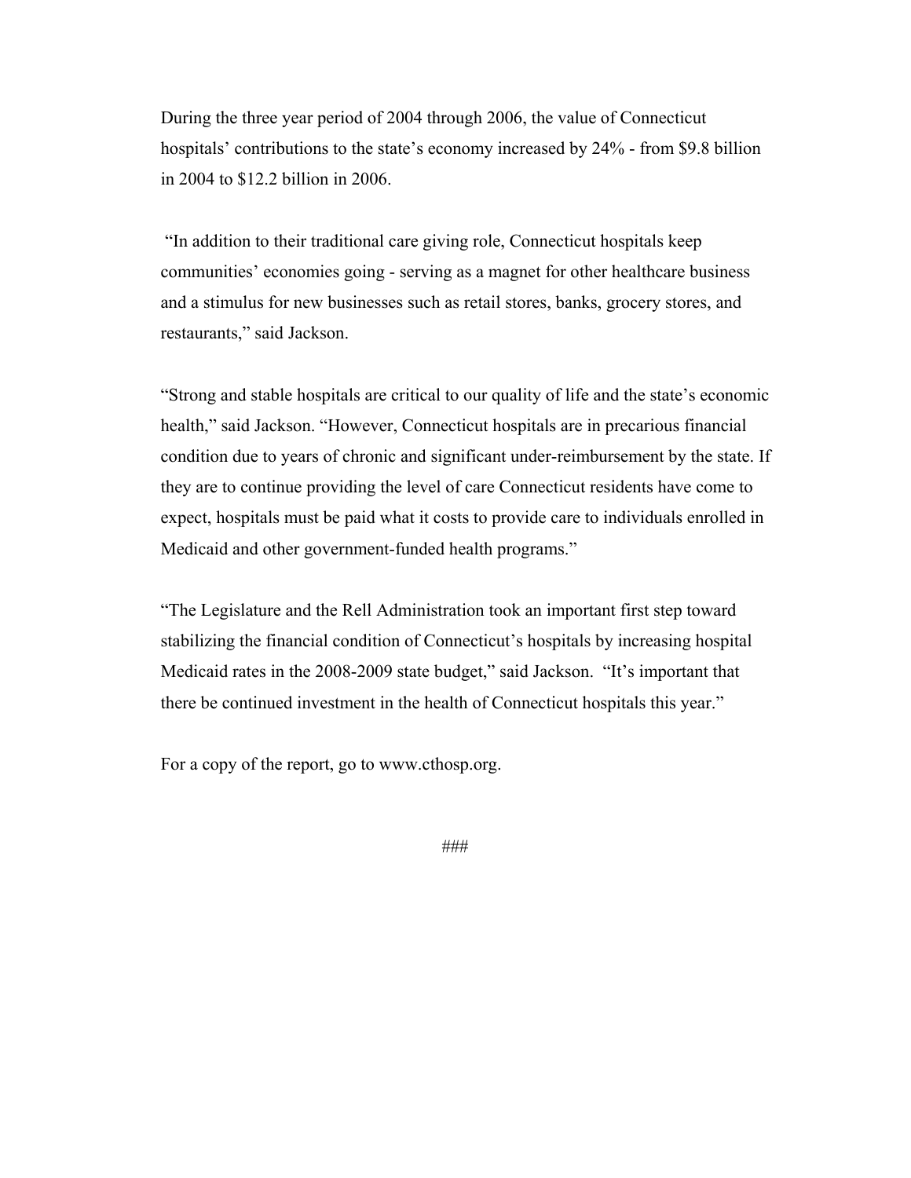During the three year period of 2004 through 2006, the value of Connecticut hospitals' contributions to the state's economy increased by 24% - from $9.8 billion in 2004 to $12.2 billion in 2006.

"In addition to their traditional care giving role, Connecticut hospitals keep communities' economies going - serving as a magnet for other healthcare business and a stimulus for new businesses such as retail stores, banks, grocery stores, and restaurants," said Jackson.

"Strong and stable hospitals are critical to our quality of life and the state's economic health," said Jackson. "However, Connecticut hospitals are in precarious financial condition due to years of chronic and significant under-reimbursement by the state. If they are to continue providing the level of care Connecticut residents have come to expect, hospitals must be paid what it costs to provide care to individuals enrolled in Medicaid and other government-funded health programs."

"The Legislature and the Rell Administration took an important first step toward stabilizing the financial condition of Connecticut's hospitals by increasing hospital Medicaid rates in the 2008-2009 state budget," said Jackson. "It's important that there be continued investment in the health of Connecticut hospitals this year."

For a copy of the report, go to www.cthosp.org.

###